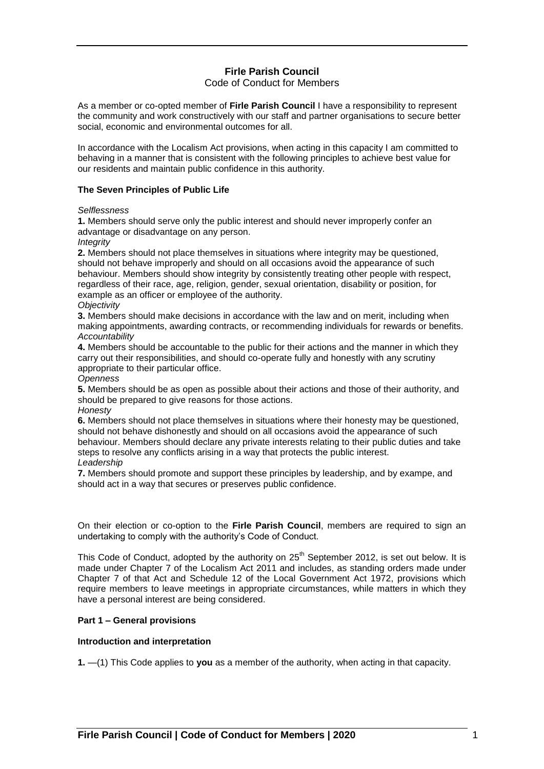# Firle Parish Council

Code of Conduct for Members

As a member or co-opted member of **Firle Parish Council** I have a responsibility to represent the community and work constructively with our staff and partner organisations to secure better social, economic and environmental outcomes for all.

In accordance with the Localism Act provisions, when acting in this capacity I am committed to behaving in a manner that is consistent with the following principles to achieve best value for our residents and maintain public confidence in this authority.

### The Seven Principles of Public Life

*Selflessness*

**1.** Members should serve only the public interest and should never improperly confer an advantage or disadvantage on any person.

*Integrity*

**2.** Members should not place themselves in situations where integrity may be questioned, should not behave improperly and should on all occasions avoid the appearance of such behaviour. Members should show integrity by consistently treating other people with respect, regardless of their race, age, religion, gender, sexual orientation, disability or position, for example as an officer or employee of the authority.

*Objectivity*

**3.** Members should make decisions in accordance with the law and on merit, including when making appointments, awarding contracts, or recommending individuals for rewards or benefits.

*Accountability*

**4.** Members should be accountable to the public for their actions and the manner in which they carry out their responsibilities, and should co-operate fully and honestly with any scrutiny appropriate to their particular office.

*Openness*

**5.** Members should be as open as possible about their actions and those of their authority, and should be prepared to give reasons for those actions.

*Honesty*

**6.** Members should not place themselves in situations where their honesty may be questioned, should not behave dishonestly and should on all occasions avoid the appearance of such behaviour. Members should declare any private interests relating to their public duties and take steps to resolve any conflicts arising in a way that protects the public interest.

*Leadership*

**7.** Members should promote and support these principles by leadership, and by exampe, and should act in a way that secures or preserves public confidence.

On their election or co-option to the **Firle Parish Council**, members are required to sign an undertaking to comply with the authority's Code of Conduct.

This Code of Conduct, adopted by the authority on 25th September 2012, is set out below. It is made under Chapter 7 of the Localism Act 2011 and includes, as standing orders made under Chapter 7 of that Act and Schedule 12 of the Local Government Act 1972, provisions which require members to leave meetings in appropriate circumstances, while matters in which they have a personal interest are being considered.

### Part 1 – General provisions

#### Introduction and interpretation

**1.** —(1) This Code applies to **you** as a member of the authority, when acting in that capacity.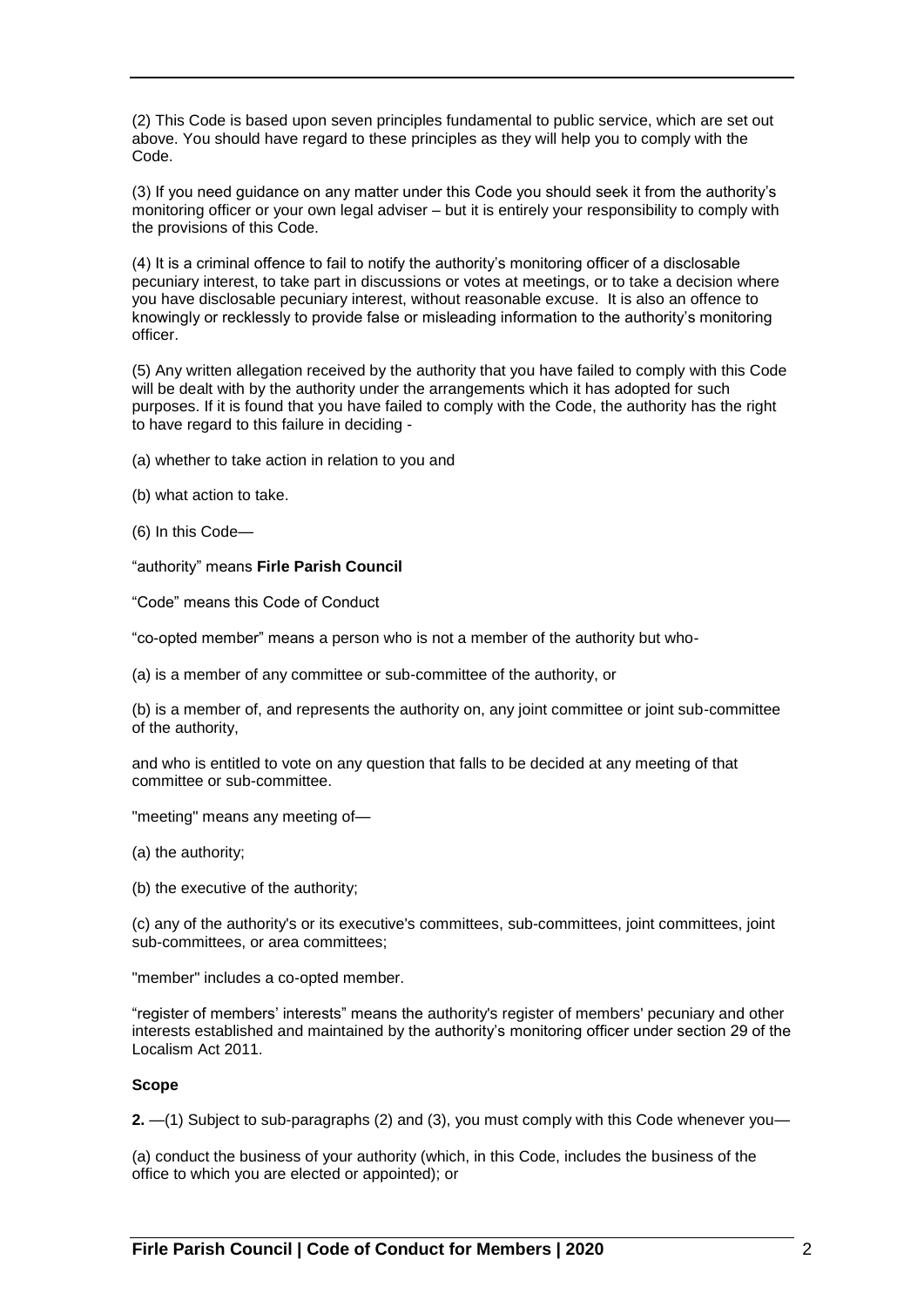(2) This Code is based upon seven principles fundamental to public service, which are set out above. You should have regard to these principles as they will help you to comply with the Code.

(3) If you need guidance on any matter under this Code you should seek it from the authority's monitoring officer or your own legal adviser – but it is entirely your responsibility to comply with the provisions of this Code.

(4) It is a criminal offence to fail to notify the authority's monitoring officer of a disclosable pecuniary interest, to take part in discussions or votes at meetings, or to take a decision where you have disclosable pecuniary interest, without reasonable excuse. It is also an offence to knowingly or recklessly to provide false or misleading information to the authority's monitoring officer.

(5) Any written allegation received by the authority that you have failed to comply with this Code will be dealt with by the authority under the arrangements which it has adopted for such purposes. If it is found that you have failed to comply with the Code, the authority has the right to have regard to this failure in deciding -

(a) whether to take action in relation to you and

(b) what action to take.

(6) In this Code—

"authority" means **Firle Parish Council**

"Code" means this Code of Conduct

"co-opted member" means a person who is not a member of the authority but who-

(a) is a member of any committee or sub-committee of the authority, or

(b) is a member of, and represents the authority on, any joint committee or joint sub-committee of the authority,

and who is entitled to vote on any question that falls to be decided at any meeting of that committee or sub-committee.

"meeting" means any meeting of—

(a) the authority;

(b) the executive of the authority;

(c) any of the authority's or its executive's committees, sub-committees, joint committees, joint sub-committees, or area committees;

"member" includes a co-opted member.

"register of members' interests" means the authority's register of members' pecuniary and other interests established and maintained by the authority's monitoring officer under section 29 of the Localism Act 2011.

**Scope**

**2.** —(1) Subject to sub-paragraphs (2) and (3), you must comply with this Code whenever you—

(a) conduct the business of your authority (which, in this Code, includes the business of the office to which you are elected or appointed); or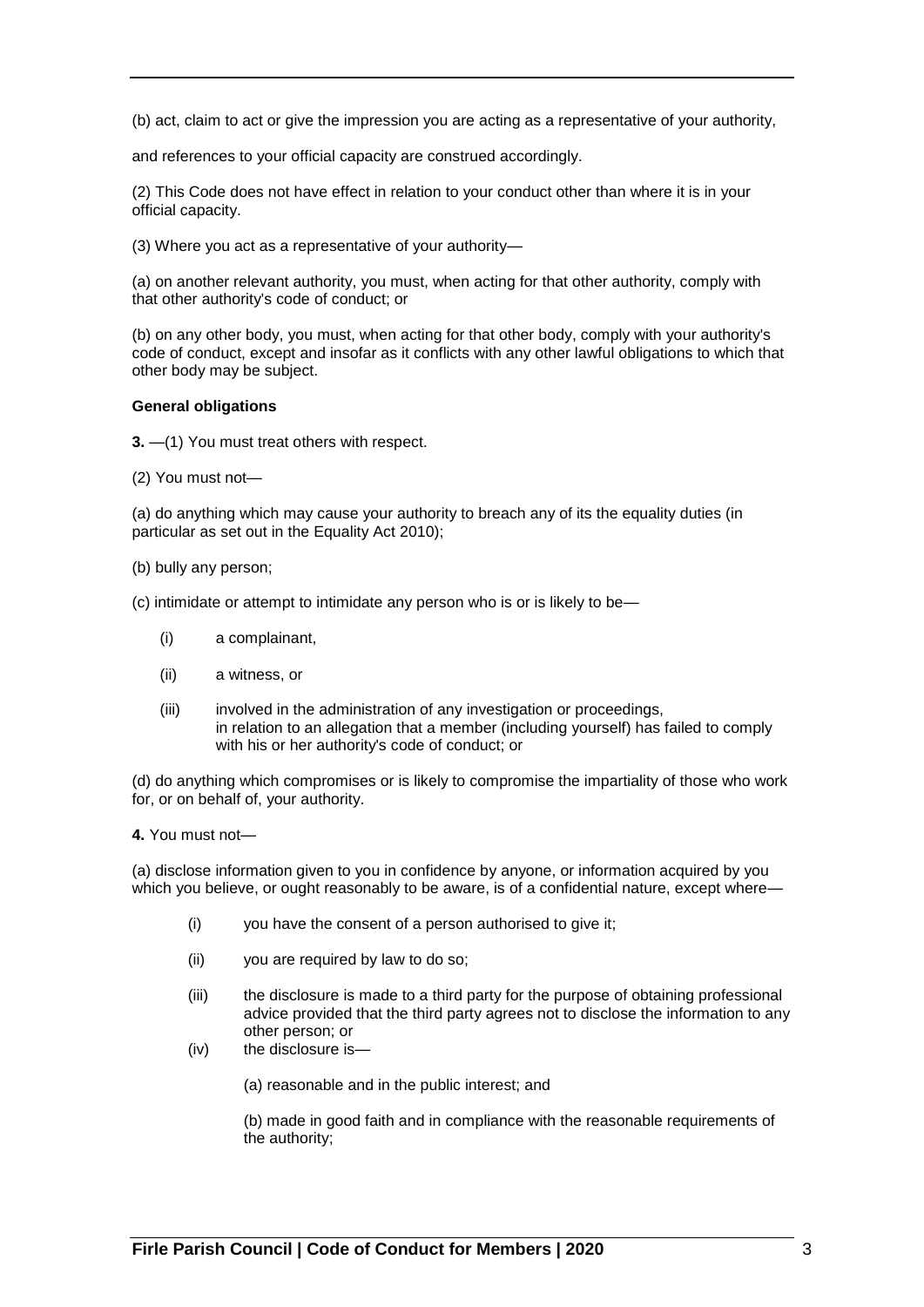(b) act, claim to act or give the impression you are acting as a representative of your authority,

and references to your official capacity are construed accordingly.

(2) This Code does not have effect in relation to your conduct other than where it is in your official capacity.

(3) Where you act as a representative of your authority—

(a) on another relevant authority, you must, when acting for that other authority, comply with that other authority's code of conduct; or

(b) on any other body, you must, when acting for that other body, comply with your authority's code of conduct, except and insofar as it conflicts with any other lawful obligations to which that other body may be subject.

**General obligations**

**3.** —(1) You must treat others with respect.

(2) You must not—

(a) do anything which may cause your authority to breach any of its the equality duties (in particular as set out in the Equality Act 2010);

(b) bully any person;

(c) intimidate or attempt to intimidate any person who is or is likely to be—

- (i) a complainant,
- (ii) a witness, or
- (iii) involved in the administration of any investigation or proceedings, in relation to an allegation that a member (including yourself) has failed to comply with his or her authority's code of conduct; or

(d) do anything which compromises or is likely to compromise the impartiality of those who work for, or on behalf of, your authority.

**4.** You must not—

(a) disclose information given to you in confidence by anyone, or information acquired by you which you believe, or ought reasonably to be aware, is of a confidential nature, except where—

- (i) you have the consent of a person authorised to give it;
- (ii) you are required by law to do so;
- (iii) the disclosure is made to a third party for the purpose of obtaining professional advice provided that the third party agrees not to disclose the information to any other person; or
- (iv) the disclosure is—

  (a) reasonable and in the public interest; and

  (b) made in good faith and in compliance with the reasonable requirements of the authority;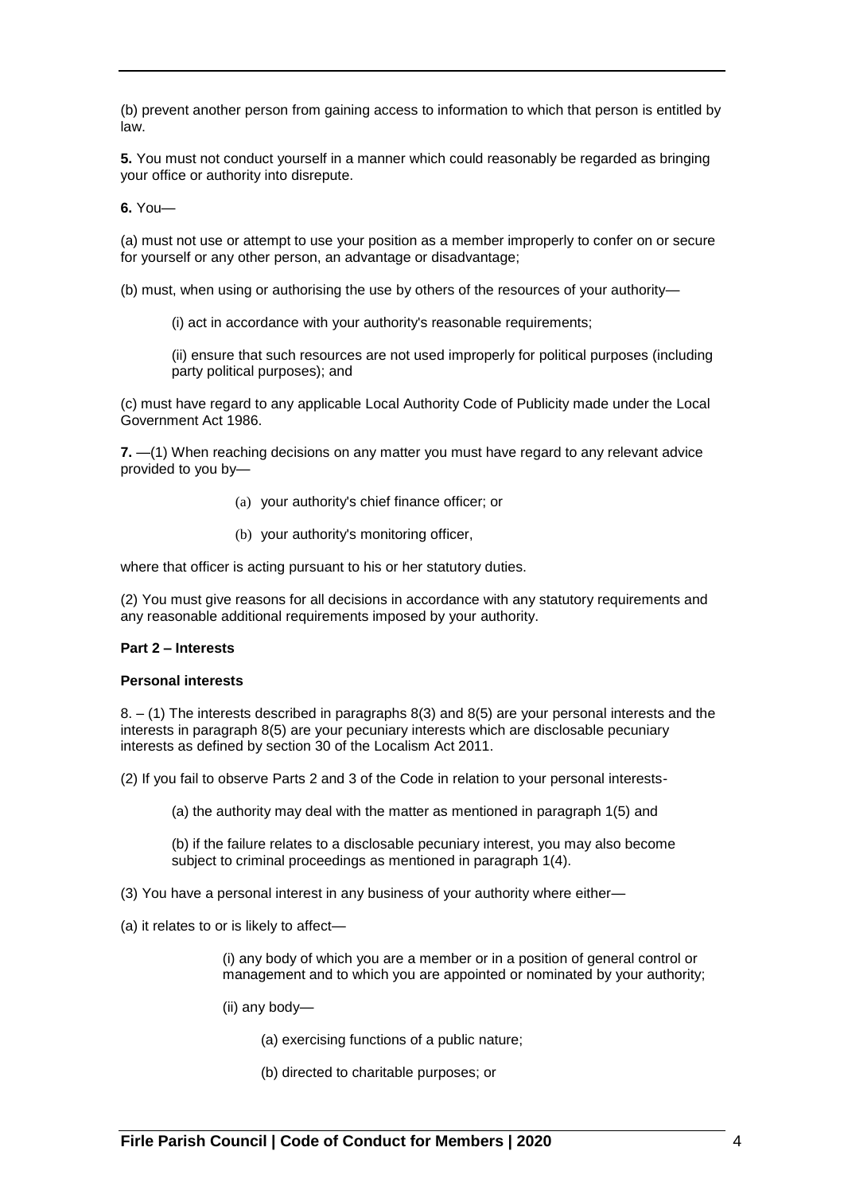(b) prevent another person from gaining access to information to which that person is entitled by law.

**5.** You must not conduct yourself in a manner which could reasonably be regarded as bringing your office or authority into disrepute.

**6.** You—

(a) must not use or attempt to use your position as a member improperly to confer on or secure for yourself or any other person, an advantage or disadvantage;

(b) must, when using or authorising the use by others of the resources of your authority—

(i) act in accordance with your authority's reasonable requirements;

(ii) ensure that such resources are not used improperly for political purposes (including party political purposes); and

(c) must have regard to any applicable Local Authority Code of Publicity made under the Local Government Act 1986.

**7.** —(1) When reaching decisions on any matter you must have regard to any relevant advice provided to you by—

(a) your authority's chief finance officer; or

(b) your authority's monitoring officer,

where that officer is acting pursuant to his or her statutory duties.

(2) You must give reasons for all decisions in accordance with any statutory requirements and any reasonable additional requirements imposed by your authority.

**Part 2 – Interests**

**Personal interests**

8. – (1) The interests described in paragraphs 8(3) and 8(5) are your personal interests and the interests in paragraph 8(5) are your pecuniary interests which are disclosable pecuniary interests as defined by section 30 of the Localism Act 2011.

(2) If you fail to observe Parts 2 and 3 of the Code in relation to your personal interests-

(a) the authority may deal with the matter as mentioned in paragraph 1(5) and

(b) if the failure relates to a disclosable pecuniary interest, you may also become subject to criminal proceedings as mentioned in paragraph 1(4).

(3) You have a personal interest in any business of your authority where either—

(a) it relates to or is likely to affect—

(i) any body of which you are a member or in a position of general control or management and to which you are appointed or nominated by your authority;

(ii) any body—

(a) exercising functions of a public nature;

(b) directed to charitable purposes; or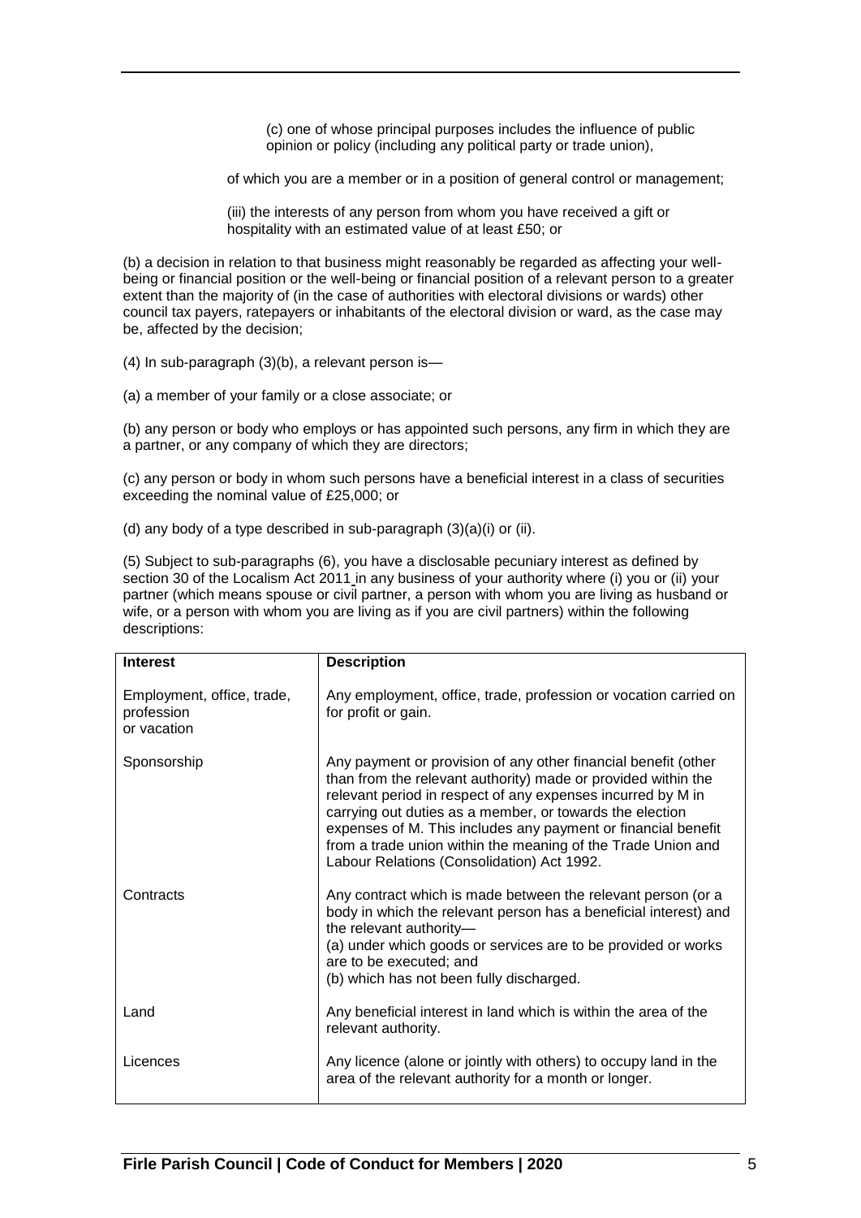(c) one of whose principal purposes includes the influence of public opinion or policy (including any political party or trade union),

of which you are a member or in a position of general control or management;

(iii) the interests of any person from whom you have received a gift or hospitality with an estimated value of at least £50; or

(b) a decision in relation to that business might reasonably be regarded as affecting your well-being or financial position or the well-being or financial position of a relevant person to a greater extent than the majority of (in the case of authorities with electoral divisions or wards) other council tax payers, ratepayers or inhabitants of the electoral division or ward, as the case may be, affected by the decision;

(4) In sub-paragraph (3)(b), a relevant person is—

(a) a member of your family or a close associate; or

(b) any person or body who employs or has appointed such persons, any firm in which they are a partner, or any company of which they are directors;

(c) any person or body in whom such persons have a beneficial interest in a class of securities exceeding the nominal value of £25,000; or

(d) any body of a type described in sub-paragraph (3)(a)(i) or (ii).

(5) Subject to sub-paragraphs (6), you have a disclosable pecuniary interest as defined by section 30 of the Localism Act 2011 in any business of your authority where (i) you or (ii) your partner (which means spouse or civil partner, a person with whom you are living as husband or wife, or a person with whom you are living as if you are civil partners) within the following descriptions:

| **Interest** | **Description** |
|---|---|
| Employment, office, trade, profession or vacation | Any employment, office, trade, profession or vocation carried on for profit or gain. |
| Sponsorship | Any payment or provision of any other financial benefit (other than from the relevant authority) made or provided within the relevant period in respect of any expenses incurred by M in carrying out duties as a member, or towards the election expenses of M. This includes any payment or financial benefit from a trade union within the meaning of the Trade Union and Labour Relations (Consolidation) Act 1992. |
| Contracts | Any contract which is made between the relevant person (or a body in which the relevant person has a beneficial interest) and the relevant authority—<br>(a) under which goods or services are to be provided or works are to be executed; and<br>(b) which has not been fully discharged. |
| Land | Any beneficial interest in land which is within the area of the relevant authority. |
| Licences | Any licence (alone or jointly with others) to occupy land in the area of the relevant authority for a month or longer. |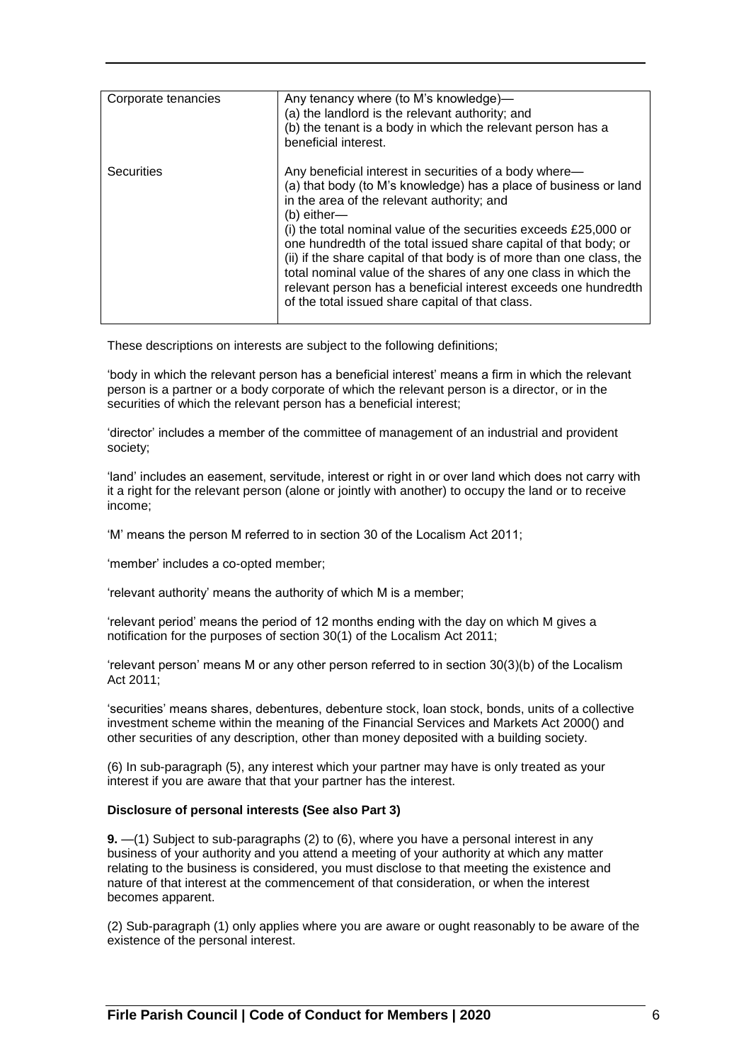| Corporate tenancies | Any tenancy where (to M's knowledge)—<br>(a) the landlord is the relevant authority; and<br>(b) the tenant is a body in which the relevant person has a beneficial interest. |
|---|---|
| Securities | Any beneficial interest in securities of a body where—<br>(a) that body (to M's knowledge) has a place of business or land in the area of the relevant authority; and<br>(b) either—<br>(i) the total nominal value of the securities exceeds £25,000 or one hundredth of the total issued share capital of that body; or<br>(ii) if the share capital of that body is of more than one class, the total nominal value of the shares of any one class in which the relevant person has a beneficial interest exceeds one hundredth of the total issued share capital of that class. |

These descriptions on interests are subject to the following definitions;

'body in which the relevant person has a beneficial interest' means a firm in which the relevant person is a partner or a body corporate of which the relevant person is a director, or in the securities of which the relevant person has a beneficial interest;

'director' includes a member of the committee of management of an industrial and provident society;

'land' includes an easement, servitude, interest or right in or over land which does not carry with it a right for the relevant person (alone or jointly with another) to occupy the land or to receive income;

'M' means the person M referred to in section 30 of the Localism Act 2011;

'member' includes a co-opted member;

'relevant authority' means the authority of which M is a member;

'relevant period' means the period of 12 months ending with the day on which M gives a notification for the purposes of section 30(1) of the Localism Act 2011;

'relevant person' means M or any other person referred to in section 30(3)(b) of the Localism Act 2011;

'securities' means shares, debentures, debenture stock, loan stock, bonds, units of a collective investment scheme within the meaning of the Financial Services and Markets Act 2000() and other securities of any description, other than money deposited with a building society.

(6) In sub-paragraph (5), any interest which your partner may have is only treated as your interest if you are aware that that your partner has the interest.

**Disclosure of personal interests (See also Part 3)**

**9.** —(1) Subject to sub-paragraphs (2) to (6), where you have a personal interest in any business of your authority and you attend a meeting of your authority at which any matter relating to the business is considered, you must disclose to that meeting the existence and nature of that interest at the commencement of that consideration, or when the interest becomes apparent.

(2) Sub-paragraph (1) only applies where you are aware or ought reasonably to be aware of the existence of the personal interest.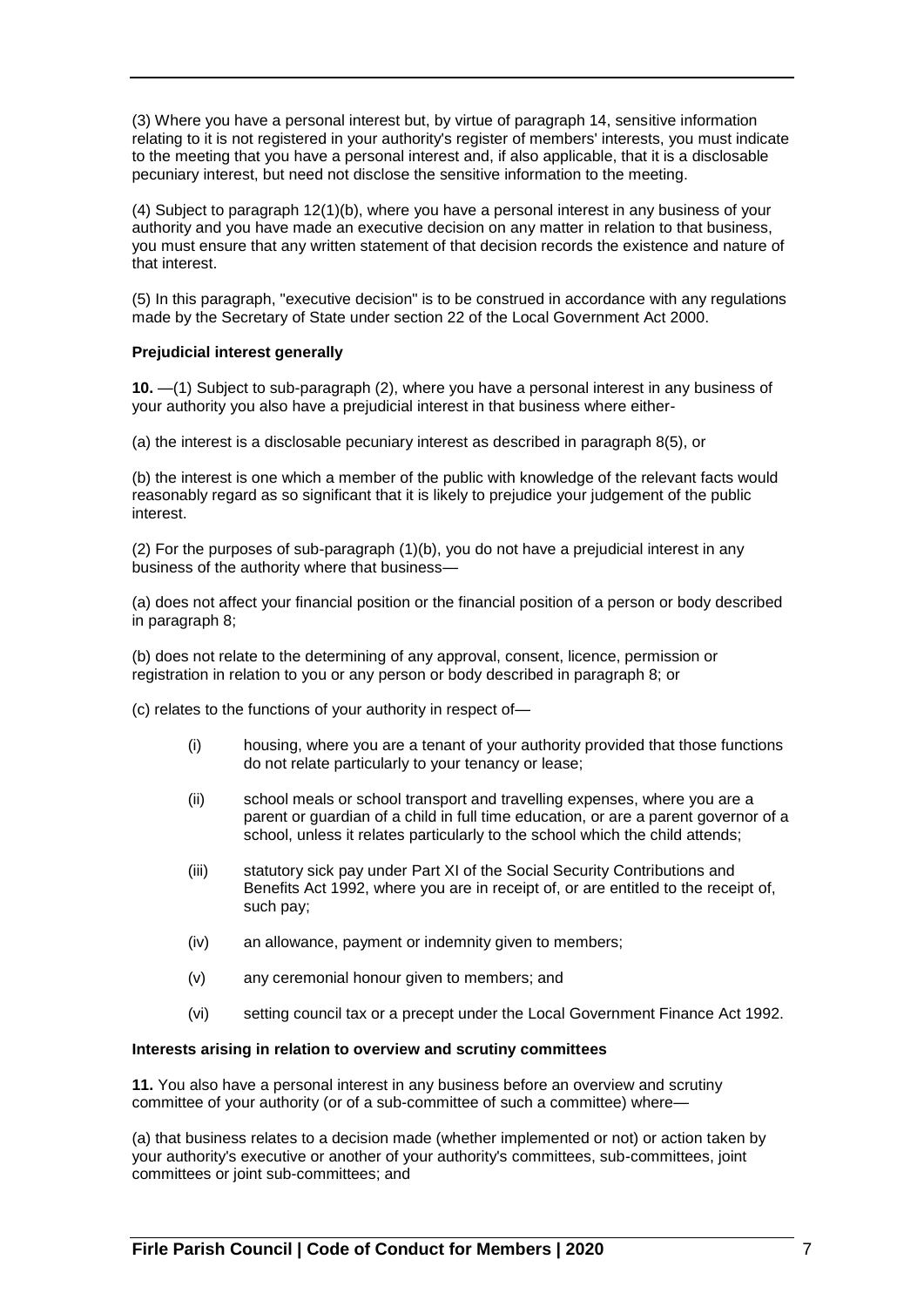(3) Where you have a personal interest but, by virtue of paragraph 14, sensitive information relating to it is not registered in your authority's register of members' interests, you must indicate to the meeting that you have a personal interest and, if also applicable, that it is a disclosable pecuniary interest, but need not disclose the sensitive information to the meeting.

(4) Subject to paragraph 12(1)(b), where you have a personal interest in any business of your authority and you have made an executive decision on any matter in relation to that business, you must ensure that any written statement of that decision records the existence and nature of that interest.

(5) In this paragraph, "executive decision" is to be construed in accordance with any regulations made by the Secretary of State under section 22 of the Local Government Act 2000.

**Prejudicial interest generally**

**10.** —(1) Subject to sub-paragraph (2), where you have a personal interest in any business of your authority you also have a prejudicial interest in that business where either-

(a) the interest is a disclosable pecuniary interest as described in paragraph 8(5), or

(b) the interest is one which a member of the public with knowledge of the relevant facts would reasonably regard as so significant that it is likely to prejudice your judgement of the public interest.

(2) For the purposes of sub-paragraph (1)(b), you do not have a prejudicial interest in any business of the authority where that business—

(a) does not affect your financial position or the financial position of a person or body described in paragraph 8;

(b) does not relate to the determining of any approval, consent, licence, permission or registration in relation to you or any person or body described in paragraph 8; or

(c) relates to the functions of your authority in respect of—

- (i) housing, where you are a tenant of your authority provided that those functions do not relate particularly to your tenancy or lease;
- (ii) school meals or school transport and travelling expenses, where you are a parent or guardian of a child in full time education, or are a parent governor of a school, unless it relates particularly to the school which the child attends;
- (iii) statutory sick pay under Part XI of the Social Security Contributions and Benefits Act 1992, where you are in receipt of, or are entitled to the receipt of, such pay;
- (iv) an allowance, payment or indemnity given to members;
- (v) any ceremonial honour given to members; and
- (vi) setting council tax or a precept under the Local Government Finance Act 1992.

**Interests arising in relation to overview and scrutiny committees**

**11.** You also have a personal interest in any business before an overview and scrutiny committee of your authority (or of a sub-committee of such a committee) where—

(a) that business relates to a decision made (whether implemented or not) or action taken by your authority's executive or another of your authority's committees, sub-committees, joint committees or joint sub-committees; and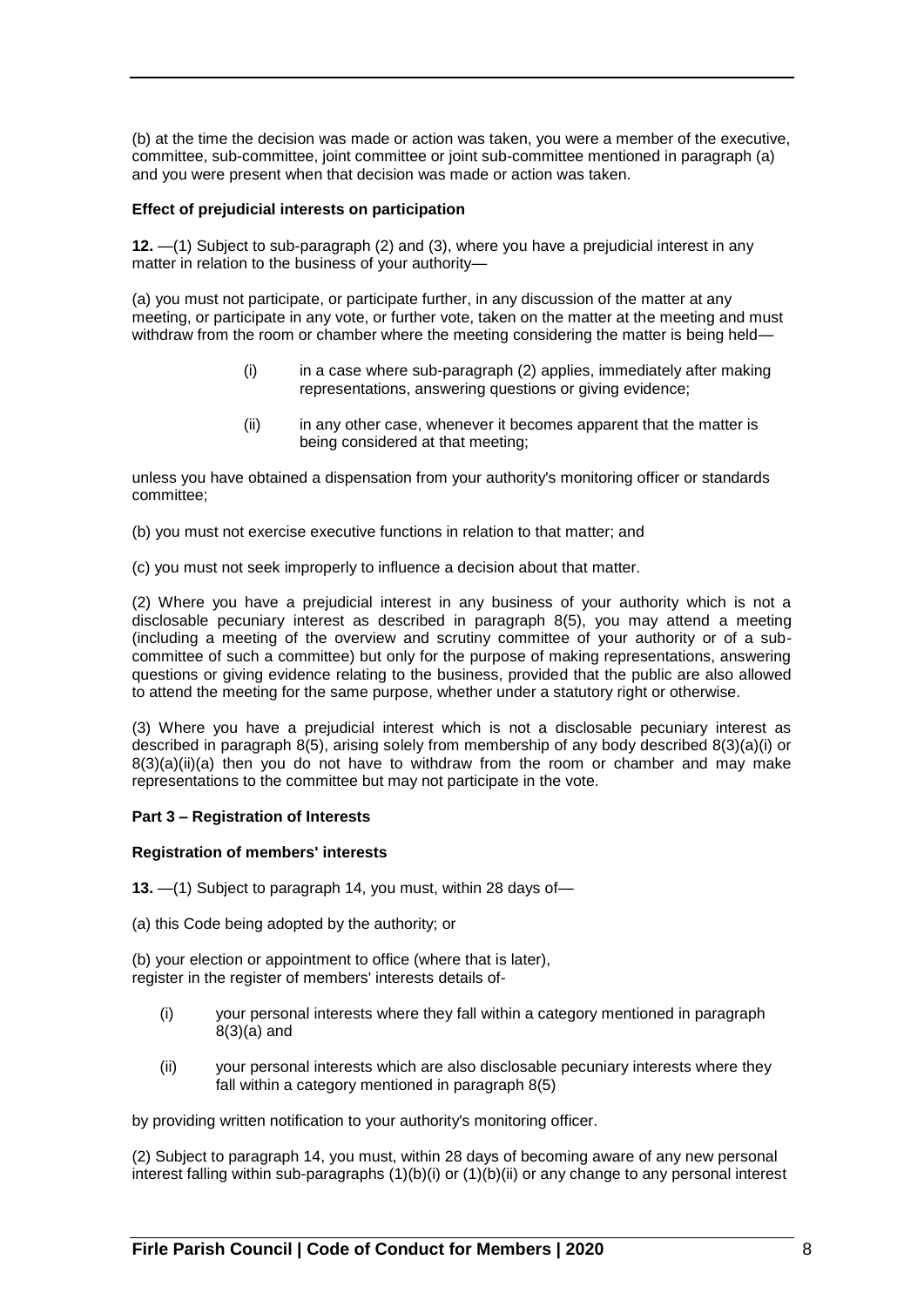(b) at the time the decision was made or action was taken, you were a member of the executive, committee, sub-committee, joint committee or joint sub-committee mentioned in paragraph (a) and you were present when that decision was made or action was taken.

**Effect of prejudicial interests on participation**

**12.** —(1) Subject to sub-paragraph (2) and (3), where you have a prejudicial interest in any matter in relation to the business of your authority—

(a) you must not participate, or participate further, in any discussion of the matter at any meeting, or participate in any vote, or further vote, taken on the matter at the meeting and must withdraw from the room or chamber where the meeting considering the matter is being held—

- (i) in a case where sub-paragraph (2) applies, immediately after making representations, answering questions or giving evidence;
- (ii) in any other case, whenever it becomes apparent that the matter is being considered at that meeting;

unless you have obtained a dispensation from your authority's monitoring officer or standards committee;

(b) you must not exercise executive functions in relation to that matter; and

(c) you must not seek improperly to influence a decision about that matter.

(2) Where you have a prejudicial interest in any business of your authority which is not a disclosable pecuniary interest as described in paragraph 8(5), you may attend a meeting (including a meeting of the overview and scrutiny committee of your authority or of a sub-committee of such a committee) but only for the purpose of making representations, answering questions or giving evidence relating to the business, provided that the public are also allowed to attend the meeting for the same purpose, whether under a statutory right or otherwise.

(3) Where you have a prejudicial interest which is not a disclosable pecuniary interest as described in paragraph 8(5), arising solely from membership of any body described 8(3)(a)(i) or 8(3)(a)(ii)(a) then you do not have to withdraw from the room or chamber and may make representations to the committee but may not participate in the vote.

**Part 3 – Registration of Interests**

**Registration of members' interests**

**13.** —(1) Subject to paragraph 14, you must, within 28 days of—

(a) this Code being adopted by the authority; or

(b) your election or appointment to office (where that is later),
register in the register of members' interests details of-

- (i) your personal interests where they fall within a category mentioned in paragraph 8(3)(a) and
- (ii) your personal interests which are also disclosable pecuniary interests where they fall within a category mentioned in paragraph 8(5)

by providing written notification to your authority's monitoring officer.

(2) Subject to paragraph 14, you must, within 28 days of becoming aware of any new personal interest falling within sub-paragraphs (1)(b)(i) or (1)(b)(ii) or any change to any personal interest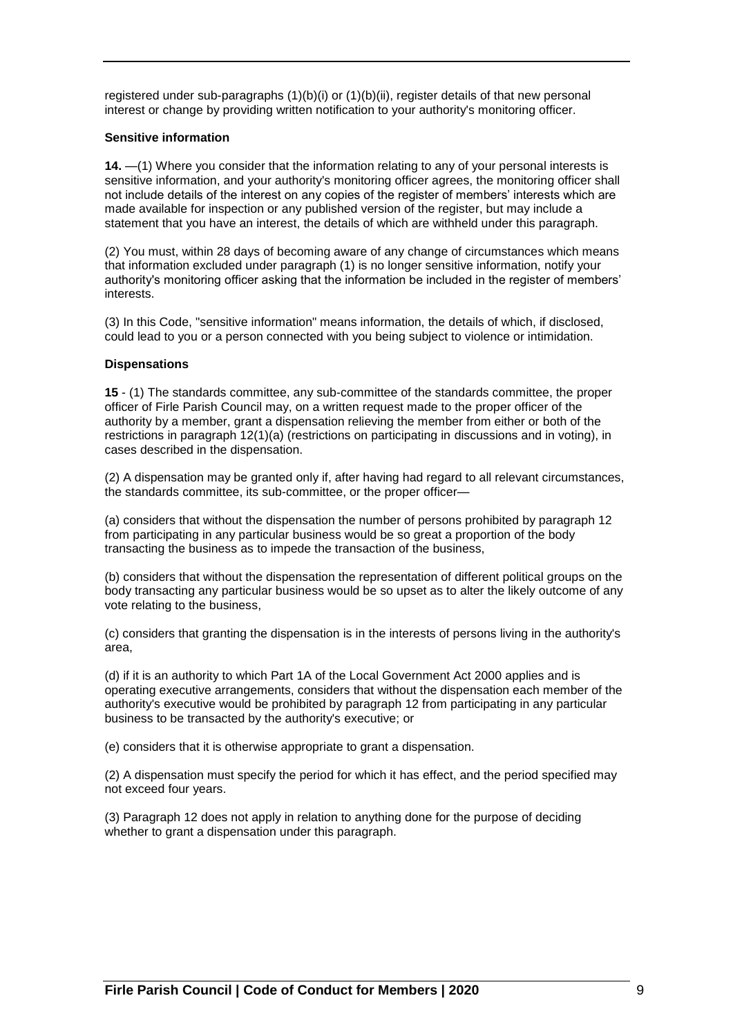registered under sub-paragraphs (1)(b)(i) or (1)(b)(ii), register details of that new personal interest or change by providing written notification to your authority's monitoring officer.

**Sensitive information**

**14.** —(1) Where you consider that the information relating to any of your personal interests is sensitive information, and your authority's monitoring officer agrees, the monitoring officer shall not include details of the interest on any copies of the register of members' interests which are made available for inspection or any published version of the register, but may include a statement that you have an interest, the details of which are withheld under this paragraph.

(2) You must, within 28 days of becoming aware of any change of circumstances which means that information excluded under paragraph (1) is no longer sensitive information, notify your authority's monitoring officer asking that the information be included in the register of members' interests.

(3) In this Code, "sensitive information" means information, the details of which, if disclosed, could lead to you or a person connected with you being subject to violence or intimidation.

**Dispensations**

**15** - (1) The standards committee, any sub-committee of the standards committee, the proper officer of Firle Parish Council may, on a written request made to the proper officer of the authority by a member, grant a dispensation relieving the member from either or both of the restrictions in paragraph 12(1)(a) (restrictions on participating in discussions and in voting), in cases described in the dispensation.

(2) A dispensation may be granted only if, after having had regard to all relevant circumstances, the standards committee, its sub-committee, or the proper officer—

(a) considers that without the dispensation the number of persons prohibited by paragraph 12 from participating in any particular business would be so great a proportion of the body transacting the business as to impede the transaction of the business,

(b) considers that without the dispensation the representation of different political groups on the body transacting any particular business would be so upset as to alter the likely outcome of any vote relating to the business,

(c) considers that granting the dispensation is in the interests of persons living in the authority's area,

(d) if it is an authority to which Part 1A of the Local Government Act 2000 applies and is operating executive arrangements, considers that without the dispensation each member of the authority's executive would be prohibited by paragraph 12 from participating in any particular business to be transacted by the authority's executive; or

(e) considers that it is otherwise appropriate to grant a dispensation.

(2) A dispensation must specify the period for which it has effect, and the period specified may not exceed four years.

(3) Paragraph 12 does not apply in relation to anything done for the purpose of deciding whether to grant a dispensation under this paragraph.